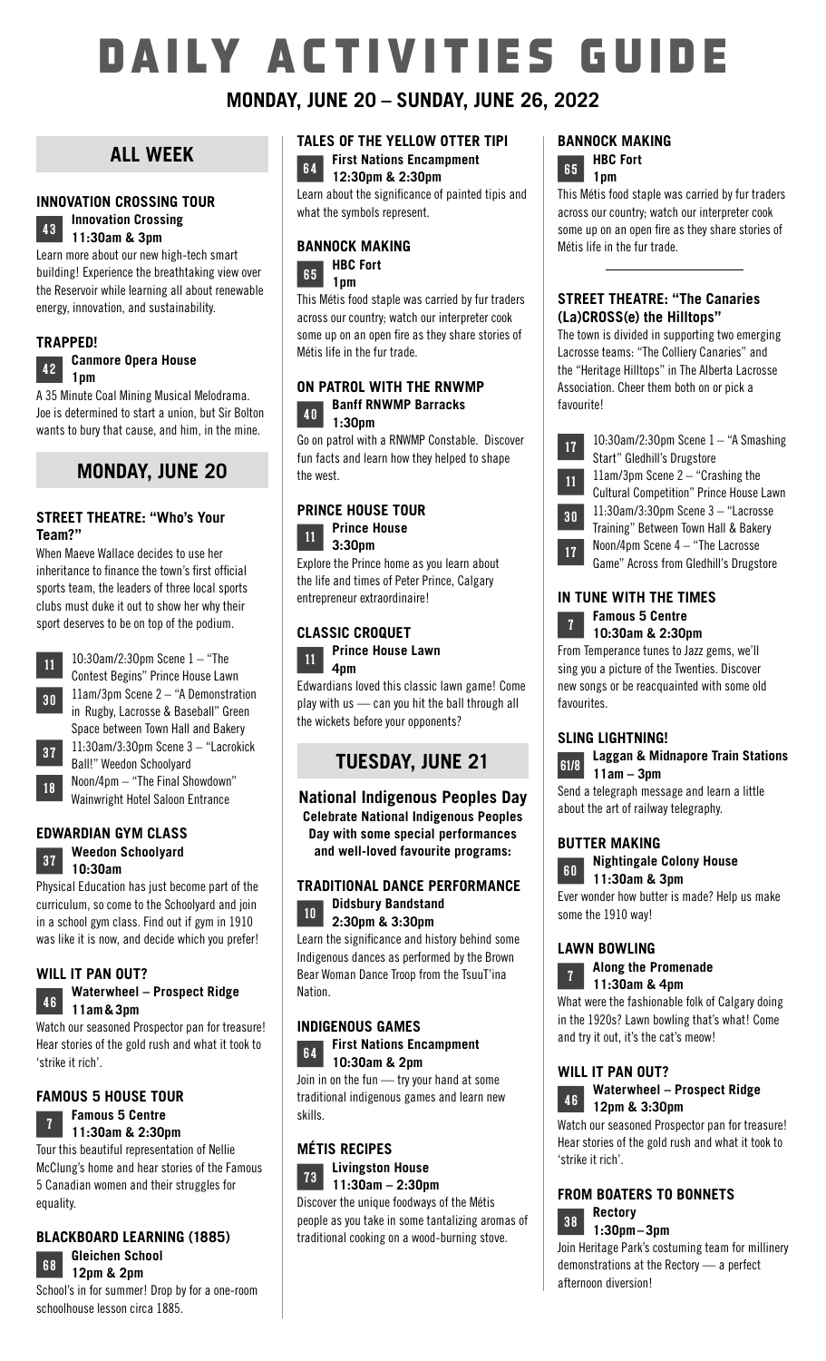# DAILY ACTIVITIES GUIDE

## MONDAY, JUNE 20 – SUNDAY, JUNE 26, 2022

## ALL WEEK

### INNOVATION CROSSING TOUR

**43** **Innovation Crossing**
**11:30am & 3pm**

Learn more about our new high-tech smart building! Experience the breathtaking view over the Reservoir while learning all about renewable energy, innovation, and sustainability.

### TRAPPED!

**42** **Canmore Opera House**
**1pm**

A 35 Minute Coal Mining Musical Melodrama. Joe is determined to start a union, but Sir Bolton wants to bury that cause, and him, in the mine.

## MONDAY, JUNE 20

### STREET THEATRE: "Who's Your Team?"

When Maeve Wallace decides to use her inheritance to finance the town's first official sports team, the leaders of three local sports clubs must duke it out to show her why their sport deserves to be on top of the podium.

- **11** 10:30am/2:30pm Scene 1 – "The Contest Begins" Prince House Lawn
- **30** 11am/3pm Scene 2 – "A Demonstration in Rugby, Lacrosse & Baseball" Green Space between Town Hall and Bakery
- **37** 11:30am/3:30pm Scene 3 – "Lacrokick Ball!" Weedon Schoolyard
- **18** Noon/4pm – "The Final Showdown" Wainwright Hotel Saloon Entrance

### EDWARDIAN GYM CLASS

**37** **Weedon Schoolyard**
**10:30am**

Physical Education has just become part of the curriculum, so come to the Schoolyard and join in a school gym class. Find out if gym in 1910 was like it is now, and decide which you prefer!

### WILL IT PAN OUT?

**46** **Waterwheel – Prospect Ridge**
**11am & 3pm**

Watch our seasoned Prospector pan for treasure! Hear stories of the gold rush and what it took to 'strike it rich'.

### FAMOUS 5 HOUSE TOUR

**7** **Famous 5 Centre**
**11:30am & 2:30pm**

Tour this beautiful representation of Nellie McClung's home and hear stories of the Famous 5 Canadian women and their struggles for equality.

### BLACKBOARD LEARNING (1885)

**68** **Gleichen School**
**12pm & 2pm**

School's in for summer! Drop by for a one-room schoolhouse lesson circa 1885.

### TALES OF THE YELLOW OTTER TIPI

**64** **First Nations Encampment**
**12:30pm & 2:30pm**

Learn about the significance of painted tipis and what the symbols represent.

### BANNOCK MAKING

**65** **HBC Fort**
**1pm**

This Métis food staple was carried by fur traders across our country; watch our interpreter cook some up on an open fire as they share stories of Métis life in the fur trade.

### ON PATROL WITH THE RNWMP

**40** **Banff RNWMP Barracks**
**1:30pm**

Go on patrol with a RNWMP Constable. Discover fun facts and learn how they helped to shape the west.

### PRINCE HOUSE TOUR

**11** **Prince House**
**3:30pm**

Explore the Prince home as you learn about the life and times of Peter Prince, Calgary entrepreneur extraordinaire!

### CLASSIC CROQUET

**11** **Prince House Lawn**
**4pm**

Edwardians loved this classic lawn game! Come play with us — can you hit the ball through all the wickets before your opponents?

## TUESDAY, JUNE 21

### National Indigenous Peoples Day

**Celebrate National Indigenous Peoples Day with some special performances and well-loved favourite programs:**

### TRADITIONAL DANCE PERFORMANCE

**10** **Didsbury Bandstand**
**2:30pm & 3:30pm**

Learn the significance and history behind some Indigenous dances as performed by the Brown Bear Woman Dance Troop from the TsuuT'ina Nation.

### INDIGENOUS GAMES

**64** **First Nations Encampment**
**10:30am & 2pm**

Join in on the fun — try your hand at some traditional indigenous games and learn new skills.

### MÉTIS RECIPES

**73** **Livingston House**
**11:30am – 2:30pm**

Discover the unique foodways of the Métis people as you take in some tantalizing aromas of traditional cooking on a wood-burning stove.

### BANNOCK MAKING

**65** **HBC Fort**
**1pm**

This Métis food staple was carried by fur traders across our country; watch our interpreter cook some up on an open fire as they share stories of Métis life in the fur trade.

---

### STREET THEATRE: "The Canaries (La)CROSS(e) the Hilltops"

The town is divided in supporting two emerging Lacrosse teams: "The Colliery Canaries" and the "Heritage Hilltops" in The Alberta Lacrosse Association. Cheer them both on or pick a favourite!

- **17** 10:30am/2:30pm Scene 1 – "A Smashing Start" Gledhill's Drugstore
- **11** 11am/3pm Scene 2 – "Crashing the Cultural Competition" Prince House Lawn
- **30** 11:30am/3:30pm Scene 3 – "Lacrosse Training" Between Town Hall & Bakery
- **17** Noon/4pm Scene 4 – "The Lacrosse Game" Across from Gledhill's Drugstore

### IN TUNE WITH THE TIMES

**7** **Famous 5 Centre**
**10:30am & 2:30pm**

From Temperance tunes to Jazz gems, we'll sing you a picture of the Twenties. Discover new songs or be reacquainted with some old favourites.

### SLING LIGHTNING!

**61/8** **Laggan & Midnapore Train Stations**
**11am – 3pm**

Send a telegraph message and learn a little about the art of railway telegraphy.

### BUTTER MAKING

**60** **Nightingale Colony House**
**11:30am & 3pm**

Ever wonder how butter is made? Help us make some the 1910 way!

### LAWN BOWLING

**7** **Along the Promenade**
**11:30am & 4pm**

What were the fashionable folk of Calgary doing in the 1920s? Lawn bowling that's what! Come and try it out, it's the cat's meow!

### WILL IT PAN OUT?

**46** **Waterwheel – Prospect Ridge**
**12pm & 3:30pm**

Watch our seasoned Prospector pan for treasure! Hear stories of the gold rush and what it took to 'strike it rich'.

### FROM BOATERS TO BONNETS

**38** **Rectory**
**1:30pm – 3pm**

Join Heritage Park's costuming team for millinery demonstrations at the Rectory — a perfect afternoon diversion!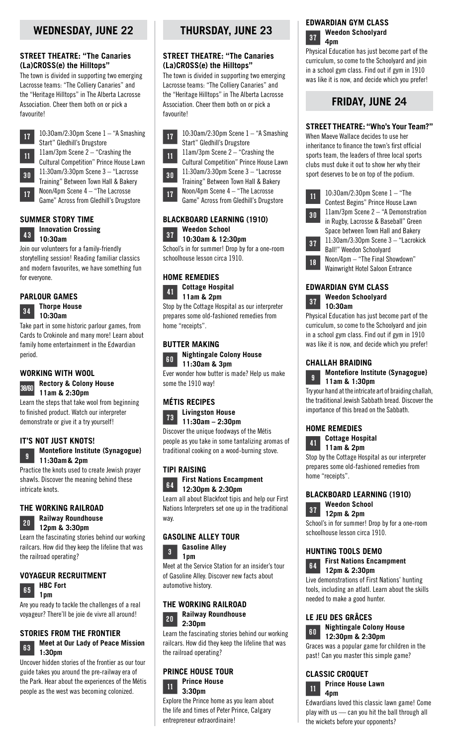## WEDNESDAY, JUNE 22

### STREET THEATRE: "The Canaries (La)CROSS(e) the Hilltops"

The town is divided in supporting two emerging Lacrosse teams: "The Colliery Canaries" and the "Heritage Hilltops" in The Alberta Lacrosse Association. Cheer them both on or pick a favourite!

- **17** 10:30am/2:30pm Scene 1 – "A Smashing Start" Gledhill's Drugstore
- **11** 11am/3pm Scene 2 – "Crashing the Cultural Competition" Prince House Lawn
- **30** 11:30am/3:30pm Scene 3 – "Lacrosse Training" Between Town Hall & Bakery
- **17** Noon/4pm Scene 4 – "The Lacrosse Game" Across from Gledhill's Drugstore

### SUMMER STORY TIME

**43** **Innovation Crossing**
**10:30am**

Join our volunteers for a family-friendly storytelling session! Reading familiar classics and modern favourites, we have something fun for everyone.

### PARLOUR GAMES

**34** **Thorpe House**
**10:30am**

Take part in some historic parlour games, from Cards to Crokinole and many more! Learn about family home entertainment in the Edwardian period.

### WORKING WITH WOOL

**38/60** **Rectory & Colony House**
**11am & 2:30pm**

Learn the steps that take wool from beginning to finished product. Watch our interpreter demonstrate or give it a try yourself!

### IT'S NOT JUST KNOTS!

**9** **Montefiore Institute (Synagogue)**
**11:30am & 2pm**

Practice the knots used to create Jewish prayer shawls. Discover the meaning behind these intricate knots.

### THE WORKING RAILROAD

**20** **Railway Roundhouse**
**12pm & 3:30pm**

Learn the fascinating stories behind our working railcars. How did they keep the lifeline that was the railroad operating?

### VOYAGEUR RECRUITMENT

**65** **HBC Fort**
**1pm**

Are you ready to tackle the challenges of a real voyageur? There'll be joie de vivre all around!

### STORIES FROM THE FRONTIER

**63** **Meet at Our Lady of Peace Mission**
**1:30pm**

Uncover hidden stories of the frontier as our tour guide takes you around the pre-railway era of the Park. Hear about the experiences of the Métis people as the west was becoming colonized.

## THURSDAY, JUNE 23

### STREET THEATRE: "The Canaries (La)CROSS(e) the Hilltops"

The town is divided in supporting two emerging Lacrosse teams: "The Colliery Canaries" and the "Heritage Hilltops" in The Alberta Lacrosse Association. Cheer them both on or pick a favourite!

- **17** 10:30am/2:30pm Scene 1 – "A Smashing Start" Gledhill's Drugstore
- **11** 11am/3pm Scene 2 – "Crashing the Cultural Competition" Prince House Lawn
- **30** 11:30am/3:30pm Scene 3 – "Lacrosse Training" Between Town Hall & Bakery
- **17** Noon/4pm Scene 4 – "The Lacrosse Game" Across from Gledhill's Drugstore

### BLACKBOARD LEARNING (1910)

**37** **Weedon School**
**10:30am & 12:30pm**

School's in for summer! Drop by for a one-room schoolhouse lesson circa 1910.

### HOME REMEDIES

**41** **Cottage Hospital**
**11am & 2pm**

Stop by the Cottage Hospital as our interpreter prepares some old-fashioned remedies from home "receipts".

### BUTTER MAKING

**60** **Nightingale Colony House**
**11:30am & 3pm**

Ever wonder how butter is made? Help us make some the 1910 way!

### MÉTIS RECIPES

**73** **Livingston House**
**11:30am – 2:30pm**

Discover the unique foodways of the Métis people as you take in some tantalizing aromas of traditional cooking on a wood-burning stove.

### TIPI RAISING

**64** **First Nations Encampment**
**12:30pm & 2:30pm**

Learn all about Blackfoot tipis and help our First Nations Interpreters set one up in the traditional way.

### GASOLINE ALLEY TOUR

**3** **Gasoline Alley**
**1pm**

Meet at the Service Station for an insider's tour of Gasoline Alley. Discover new facts about automotive history.

### THE WORKING RAILROAD

**20** **Railway Roundhouse**
**2:30pm**

Learn the fascinating stories behind our working railcars. How did they keep the lifeline that was the railroad operating?

### PRINCE HOUSE TOUR

**11** **Prince House**
**3:30pm**

Explore the Prince home as you learn about the life and times of Peter Prince, Calgary entrepreneur extraordinaire!

### EDWARDIAN GYM CLASS

**37** **Weedon Schoolyard**
**4pm**

Physical Education has just become part of the curriculum, so come to the Schoolyard and join in a school gym class. Find out if gym in 1910 was like it is now, and decide which you prefer!

## FRIDAY, JUNE 24

### STREET THEATRE: "Who's Your Team?"

When Maeve Wallace decides to use her inheritance to finance the town's first official sports team, the leaders of three local sports clubs must duke it out to show her why their sport deserves to be on top of the podium.

- **11** 10:30am/2:30pm Scene 1 – "The Contest Begins" Prince House Lawn
- **30** 11am/3pm Scene 2 – "A Demonstration in Rugby, Lacrosse & Baseball" Green Space between Town Hall and Bakery
- **37** 11:30am/3:30pm Scene 3 – "Lacrokick Ball!" Weedon Schoolyard
- **18** Noon/4pm – "The Final Showdown" Wainwright Hotel Saloon Entrance

### EDWARDIAN GYM CLASS

**37** **Weedon Schoolyard**
**10:30am**

Physical Education has just become part of the curriculum, so come to the Schoolyard and join in a school gym class. Find out if gym in 1910 was like it is now, and decide which you prefer!

### CHALLAH BRAIDING

**9** **Montefiore Institute (Synagogue)**
**11am & 1:30pm**

Try your hand at the intricate art of braiding challah, the traditional Jewish Sabbath bread. Discover the importance of this bread on the Sabbath.

### HOME REMEDIES

**41** **Cottage Hospital**
**11am & 2pm**

Stop by the Cottage Hospital as our interpreter prepares some old-fashioned remedies from home "receipts".

### BLACKBOARD LEARNING (1910)

**37** **Weedon School**
**12pm & 2pm**

School's in for summer! Drop by for a one-room schoolhouse lesson circa 1910.

### HUNTING TOOLS DEMO

**64** **First Nations Encampment**
**12pm & 2:30pm**

Live demonstrations of First Nations' hunting tools, including an atlatl. Learn about the skills needed to make a good hunter.

### LE JEU DES GRÂCES

**60** **Nightingale Colony House**
**12:30pm & 2:30pm**

Graces was a popular game for children in the past! Can you master this simple game?

### CLASSIC CROQUET

**11** **Prince House Lawn**
**4pm**

Edwardians loved this classic lawn game! Come play with us — can you hit the ball through all the wickets before your opponents?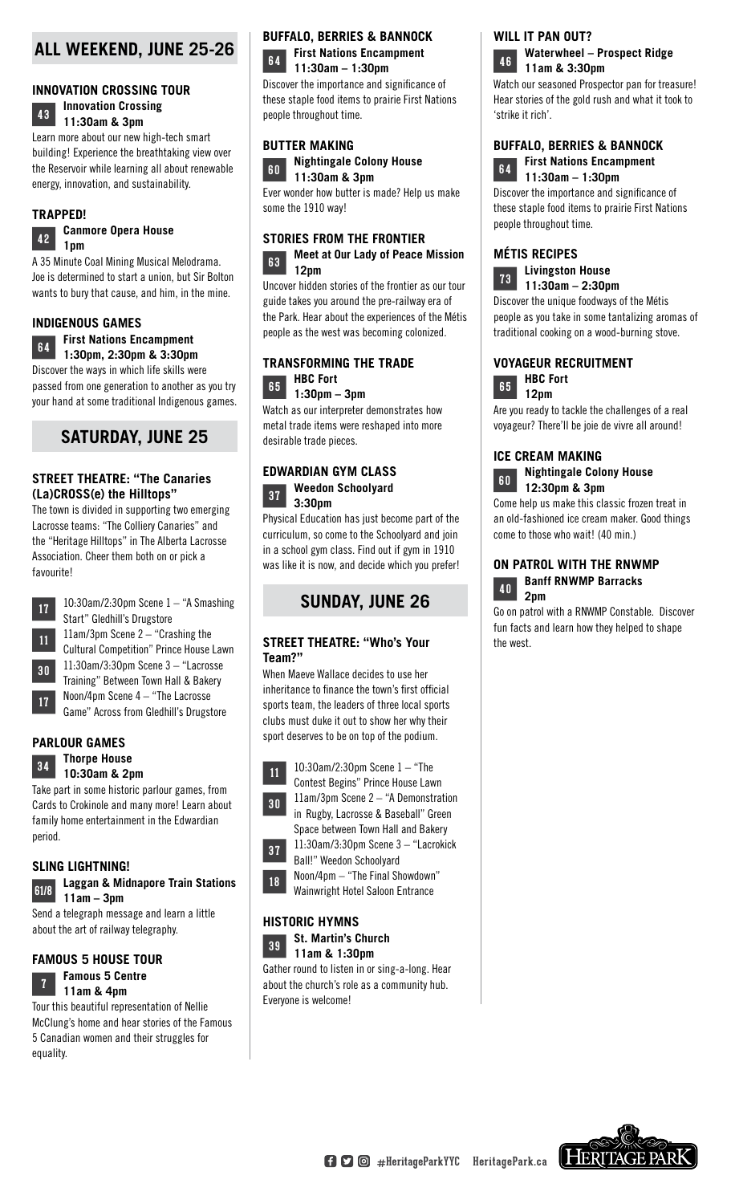## ALL WEEKEND, JUNE 25-26

### INNOVATION CROSSING TOUR

**43** **Innovation Crossing**
**11:30am & 3pm**

Learn more about our new high-tech smart building! Experience the breathtaking view over the Reservoir while learning all about renewable energy, innovation, and sustainability.

### TRAPPED!

**42** **Canmore Opera House**
**1pm**

A 35 Minute Coal Mining Musical Melodrama. Joe is determined to start a union, but Sir Bolton wants to bury that cause, and him, in the mine.

### INDIGENOUS GAMES

**64** **First Nations Encampment**
**1:30pm, 2:30pm & 3:30pm**

Discover the ways in which life skills were passed from one generation to another as you try your hand at some traditional Indigenous games.

## SATURDAY, JUNE 25

### STREET THEATRE: "The Canaries (La)CROSS(e) the Hilltops"

The town is divided in supporting two emerging Lacrosse teams: "The Colliery Canaries" and the "Heritage Hilltops" in The Alberta Lacrosse Association. Cheer them both on or pick a favourite!

- **17** 10:30am/2:30pm Scene 1 – "A Smashing Start" Gledhill's Drugstore
- **11** 11am/3pm Scene 2 – "Crashing the Cultural Competition" Prince House Lawn
- **30** 11:30am/3:30pm Scene 3 – "Lacrosse Training" Between Town Hall & Bakery
- **17** Noon/4pm Scene 4 – "The Lacrosse Game" Across from Gledhill's Drugstore

### PARLOUR GAMES

**34** **Thorpe House**
**10:30am & 2pm**

Take part in some historic parlour games, from Cards to Crokinole and many more! Learn about family home entertainment in the Edwardian period.

### SLING LIGHTNING!

**61/8** **Laggan & Midnapore Train Stations**
**11am – 3pm**

Send a telegraph message and learn a little about the art of railway telegraphy.

### FAMOUS 5 HOUSE TOUR

**7** **Famous 5 Centre**
**11am & 4pm**

Tour this beautiful representation of Nellie McClung's home and hear stories of the Famous 5 Canadian women and their struggles for equality.

### BUFFALO, BERRIES & BANNOCK

**64** **First Nations Encampment**
**11:30am – 1:30pm**

Discover the importance and significance of these staple food items to prairie First Nations people throughout time.

### BUTTER MAKING

**60** **Nightingale Colony House**
**11:30am & 3pm**

Ever wonder how butter is made? Help us make some the 1910 way!

### STORIES FROM THE FRONTIER

**63** **Meet at Our Lady of Peace Mission**
**12pm**

Uncover hidden stories of the frontier as our tour guide takes you around the pre-railway era of the Park. Hear about the experiences of the Métis people as the west was becoming colonized.

### TRANSFORMING THE TRADE

**65** **HBC Fort**
**1:30pm – 3pm**

Watch as our interpreter demonstrates how metal trade items were reshaped into more desirable trade pieces.

### EDWARDIAN GYM CLASS

**37** **Weedon Schoolyard**
**3:30pm**

Physical Education has just become part of the curriculum, so come to the Schoolyard and join in a school gym class. Find out if gym in 1910 was like it is now, and decide which you prefer!

## SUNDAY, JUNE 26

### STREET THEATRE: "Who's Your Team?"

When Maeve Wallace decides to use her inheritance to finance the town's first official sports team, the leaders of three local sports clubs must duke it out to show her why their sport deserves to be on top of the podium.

- **11** 10:30am/2:30pm Scene 1 – "The Contest Begins" Prince House Lawn
- **30** 11am/3pm Scene 2 – "A Demonstration in Rugby, Lacrosse & Baseball" Green Space between Town Hall and Bakery
- **37** 11:30am/3:30pm Scene 3 – "Lacrokick Ball!" Weedon Schoolyard
- **18** Noon/4pm – "The Final Showdown" Wainwright Hotel Saloon Entrance

### HISTORIC HYMNS

**39** **St. Martin's Church**
**11am & 1:30pm**

Gather round to listen in or sing-a-long. Hear about the church's role as a community hub. Everyone is welcome!

### WILL IT PAN OUT?

**46** **Waterwheel – Prospect Ridge**
**11am & 3:30pm**

Watch our seasoned Prospector pan for treasure! Hear stories of the gold rush and what it took to 'strike it rich'.

### BUFFALO, BERRIES & BANNOCK

**64** **First Nations Encampment**
**11:30am – 1:30pm**

Discover the importance and significance of these staple food items to prairie First Nations people throughout time.

### MÉTIS RECIPES

**73** **Livingston House**
**11:30am – 2:30pm**

Discover the unique foodways of the Métis people as you take in some tantalizing aromas of traditional cooking on a wood-burning stove.

### VOYAGEUR RECRUITMENT

**65** **HBC Fort**
**12pm**

Are you ready to tackle the challenges of a real voyageur? There'll be joie de vivre all around!

### ICE CREAM MAKING

**60** **Nightingale Colony House**
**12:30pm & 3pm**

Come help us make this classic frozen treat in an old-fashioned ice cream maker. Good things come to those who wait! (40 min.)

### ON PATROL WITH THE RNWMP

**40** **Banff RNWMP Barracks**
**2pm**

Go on patrol with a RNWMP Constable. Discover fun facts and learn how they helped to shape the west.

#HeritageParkYYC HeritagePark.ca